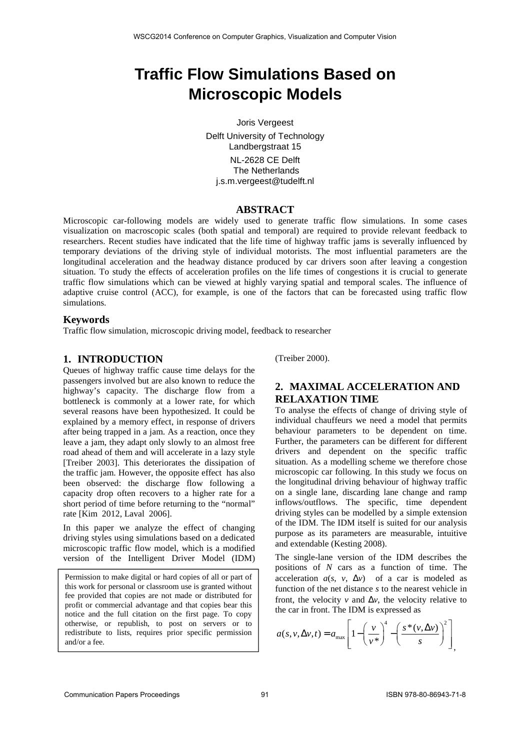# Traffic Flow Simulations Based on Microscopic Models

Joris Vergeest

Delft University of Technology
Landbergstraat 15
NL-2628 CE Delft
The Netherlands
j.s.m.vergeest@tudelft.nl

## ABSTRACT

Microscopic car-following models are widely used to generate traffic flow simulations. In some cases visualization on macroscopic scales (both spatial and temporal) are required to provide relevant feedback to researchers. Recent studies have indicated that the life time of highway traffic jams is severally influenced by temporary deviations of the driving style of individual motorists. The most influential parameters are the longitudinal acceleration and the headway distance produced by car drivers soon after leaving a congestion situation. To study the effects of acceleration profiles on the life times of congestions it is crucial to generate traffic flow simulations which can be viewed at highly varying spatial and temporal scales. The influence of adaptive cruise control (ACC), for example, is one of the factors that can be forecasted using traffic flow simulations.

## Keywords

Traffic flow simulation, microscopic driving model, feedback to researcher

## 1. INTRODUCTION

Queues of highway traffic cause time delays for the passengers involved but are also known to reduce the highway's capacity. The discharge flow from a bottleneck is commonly at a lower rate, for which several reasons have been hypothesized. It could be explained by a memory effect, in response of drivers after being trapped in a jam. As a reaction, once they leave a jam, they adapt only slowly to an almost free road ahead of them and will accelerate in a lazy style [Treiber 2003]. This deteriorates the dissipation of the traffic jam. However, the opposite effect has also been observed: the discharge flow following a capacity drop often recovers to a higher rate for a short period of time before returning to the "normal" rate [Kim 2012, Laval 2006].

In this paper we analyze the effect of changing driving styles using simulations based on a dedicated microscopic traffic flow model, which is a modified version of the Intelligent Driver Model (IDM) (Treiber 2000).

Permission to make digital or hard copies of all or part of this work for personal or classroom use is granted without fee provided that copies are not made or distributed for profit or commercial advantage and that copies bear this notice and the full citation on the first page. To copy otherwise, or republish, to post on servers or to redistribute to lists, requires prior specific permission and/or a fee.

## 2. MAXIMAL ACCELERATION AND RELAXATION TIME

To analyse the effects of change of driving style of individual chauffeurs we need a model that permits behaviour parameters to be dependent on time. Further, the parameters can be different for different drivers and dependent on the specific traffic situation. As a modelling scheme we therefore chose microscopic car following. In this study we focus on the longitudinal driving behaviour of highway traffic on a single lane, discarding lane change and ramp inflows/outflows. The specific, time dependent driving styles can be modelled by a simple extension of the IDM. The IDM itself is suited for our analysis purpose as its parameters are measurable, intuitive and extendable (Kesting 2008).

The single-lane version of the IDM describes the positions of $N$ cars as a function of time. The acceleration $a(s, v, \Delta v)$ of a car is modeled as function of the net distance $s$ to the nearest vehicle in front, the velocity $v$ and $\Delta v$, the velocity relative to the car in front. The IDM is expressed as

$$a(s, v, \Delta v, t) = a_{\max}\left[1 - \left(\frac{v}{v^*}\right)^4 - \left(\frac{s^*(v, \Delta v)}{s}\right)^2\right],$$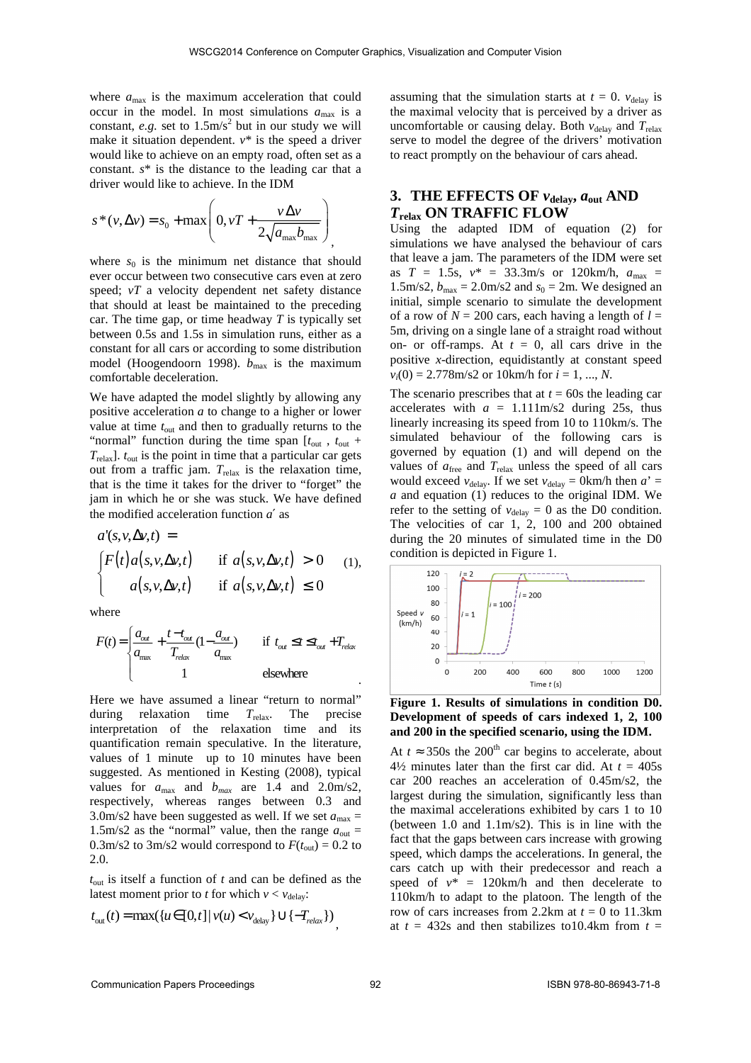where $a_{max}$ is the maximum acceleration that could occur in the model. In most simulations $a_{max}$ is a constant, *e.g.* set to 1.5m/s$^2$ but in our study we will make it situation dependent. $v^*$ is the speed a driver would like to achieve on an empty road, often set as a constant. $s^*$ is the distance to the leading car that a driver would like to achieve. In the IDM

$$s^*(v,\Delta v) = s_0 + \max\left(0, vT + \frac{v\Delta v}{2\sqrt{a_{max}b_{max}}}\right),$$

where $s_0$ is the minimum net distance that should ever occur between two consecutive cars even at zero speed; $vT$ a velocity dependent net safety distance that should at least be maintained to the preceding car. The time gap, or time headway $T$ is typically set between 0.5s and 1.5s in simulation runs, either as a constant for all cars or according to some distribution model (Hoogendoorn 1998). $b_{max}$ is the maximum comfortable deceleration.

We have adapted the model slightly by allowing any positive acceleration $a$ to change to a higher or lower value at time $t_{out}$ and then to gradually returns to the "normal" function during the time span $[t_{out}, t_{out} + T_{relax}]$. $t_{out}$ is the point in time that a particular car gets out from a traffic jam. $T_{relax}$ is the relaxation time, that is the time it takes for the driver to "forget" the jam in which he or she was stuck. We have defined the modified acceleration function $a'$ as

$$a'(s,v,\Delta v,t) = \begin{cases} F(t)\,a(s,v,\Delta v,t) & \text{if } a(s,v,\Delta v,t) > 0 \\ a(s,v,\Delta v,t) & \text{if } a(s,v,\Delta v,t) \le 0 \end{cases} \quad (1),$$

where

$$F(t) = \begin{cases} \dfrac{a_{out}}{a_{max}} + \dfrac{t - t_{out}}{T_{relax}}\left(1 - \dfrac{a_{out}}{a_{max}}\right) & \text{if } t_{out} \le t \le t_{out} + T_{relax} \\ 1 & \text{elsewhere} \end{cases}.$$

Here we have assumed a linear "return to normal" during relaxation time $T_{relax}$. The precise interpretation of the relaxation time and its quantification remain speculative. In the literature, values of 1 minute up to 10 minutes have been suggested. As mentioned in Kesting (2008), typical values for $a_{max}$ and $b_{max}$ are 1.4 and 2.0m/s2, respectively, whereas ranges between 0.3 and 3.0m/s2 have been suggested as well. If we set $a_{max}$ = 1.5m/s2 as the "normal" value, then the range $a_{out}$ = 0.3m/s2 to 3m/s2 would correspond to $F(t_{out})$ = 0.2 to 2.0.

$t_{out}$ is itself a function of $t$ and can be defined as the latest moment prior to $t$ for which $v < v_{delay}$:

$$t_{out}(t) = \max(\{u \in [0,t] \mid v(u) < v_{delay}\} \cup \{-T_{relax}\}),$$

assuming that the simulation starts at $t$ = 0. $v_{delay}$ is the maximal velocity that is perceived by a driver as uncomfortable or causing delay. Both $v_{delay}$ and $T_{relax}$ serve to model the degree of the drivers' motivation to react promptly on the behaviour of cars ahead.

## 3. THE EFFECTS OF $v_{delay}$, $a_{out}$ AND $T_{relax}$ ON TRAFFIC FLOW

Using the adapted IDM of equation (2) for simulations we have analysed the behaviour of cars that leave a jam. The parameters of the IDM were set as $T$ = 1.5s, $v^*$ = 33.3m/s or 120km/h, $a_{max}$ = 1.5m/s2, $b_{max}$ = 2.0m/s2 and $s_0$ = 2m. We designed an initial, simple scenario to simulate the development of a row of $N$ = 200 cars, each having a length of $l$ = 5m, driving on a single lane of a straight road without on- or off-ramps. At $t$ = 0, all cars drive in the positive $x$-direction, equidistantly at constant speed $v_i(0)$ = 2.778m/s2 or 10km/h for $i$ = 1, ..., $N$.

The scenario prescribes that at $t$ = 60s the leading car accelerates with $a$ = 1.111m/s2 during 25s, thus linearly increasing its speed from 10 to 110km/s. The simulated behaviour of the following cars is governed by equation (1) and will depend on the values of $a_{free}$ and $T_{relax}$ unless the speed of all cars would exceed $v_{delay}$. If we set $v_{delay}$ = 0km/h then $a'$ = $a$ and equation (1) reduces to the original IDM. We refer to the setting of $v_{delay}$ = 0 as the D0 condition. The velocities of car 1, 2, 100 and 200 obtained during the 20 minutes of simulated time in the D0 condition is depicted in Figure 1.

**Figure 1. Results of simulations in condition D0. Development of speeds of cars indexed 1, 2, 100 and 200 in the specified scenario, using the IDM.**

At $t \approx$ 350s the 200th car begins to accelerate, about 4½ minutes later than the first car did. At $t$ = 405s car 200 reaches an acceleration of 0.45m/s2, the largest during the simulation, significantly less than the maximal accelerations exhibited by cars 1 to 10 (between 1.0 and 1.1m/s2). This is in line with the fact that the gaps between cars increase with growing speed, which damps the accelerations. In general, the cars catch up with their predecessor and reach a speed of $v^*$ = 120km/h and then decelerate to 110km/h to adapt to the platoon. The length of the row of cars increases from 2.2km at $t$ = 0 to 11.3km at $t$ = 432s and then stabilizes to10.4km from $t$ =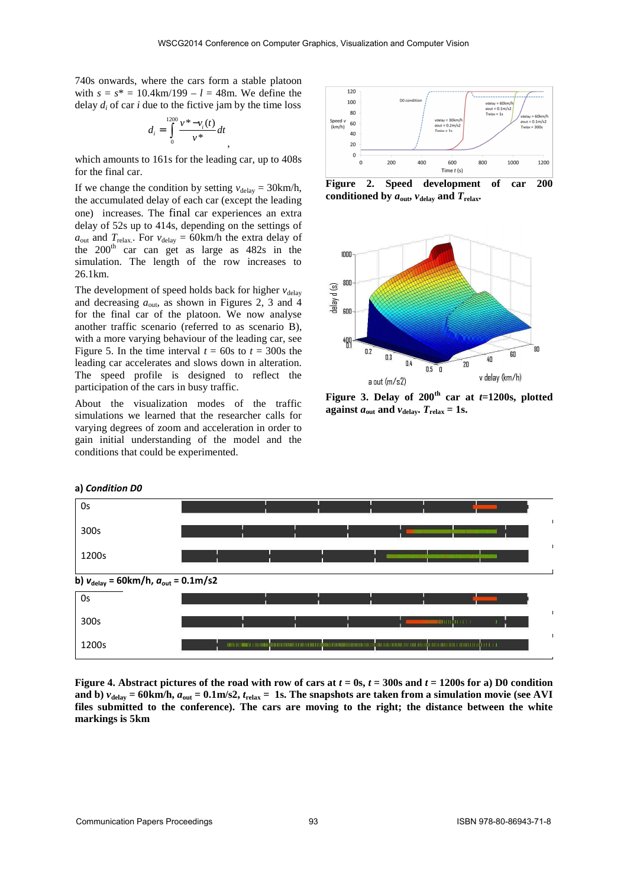740s onwards, where the cars form a stable platoon with $s = s^* = 10.4\text{km}/199 - l = 48\text{m}$. We define the delay $d_i$ of car $i$ due to the fictive jam by the time loss

$$d_i = \int_0^{1200} \frac{v^* - v_i(t)}{v^*} dt ,$$

which amounts to 161s for the leading car, up to 408s for the final car.

If we change the condition by setting $v_{delay}$ = 30km/h, the accumulated delay of each car (except the leading one) increases. The final car experiences an extra delay of 52s up to 414s, depending on the settings of $a_{out}$ and $T_{relax}$. For $v_{delay}$ = 60km/h the extra delay of the 200th car can get as large as 482s in the simulation. The length of the row increases to 26.1km.

The development of speed holds back for higher $v_{delay}$ and decreasing $a_{out}$, as shown in Figures 2, 3 and 4 for the final car of the platoon. We now analyse another traffic scenario (referred to as scenario B), with a more varying behaviour of the leading car, see Figure 5. In the time interval $t$ = 60s to $t$ = 300s the leading car accelerates and slows down in alteration. The speed profile is designed to reflect the participation of the cars in busy traffic.

About the visualization modes of the traffic simulations we learned that the researcher calls for varying degrees of zoom and acceleration in order to gain initial understanding of the model and the conditions that could be experimented.

**Figure 2. Speed development of car 200 conditioned by $a_{out}$, $v_{delay}$ and $T_{relax}$.**

**Figure 3. Delay of 200th car at $t$=1200s, plotted against $a_{out}$ and $v_{delay}$. $T_{relax}$ = 1s.**

**Figure 4. Abstract pictures of the road with row of cars at $t$ = 0s, $t$ = 300s and $t$ = 1200s for a) D0 condition and b) $v_{delay}$ = 60km/h, $a_{out}$ = 0.1m/s2, $t_{relax}$ = 1s. The snapshots are taken from a simulation movie (see AVI files submitted to the conference). The cars are moving to the right; the distance between the white markings is 5km**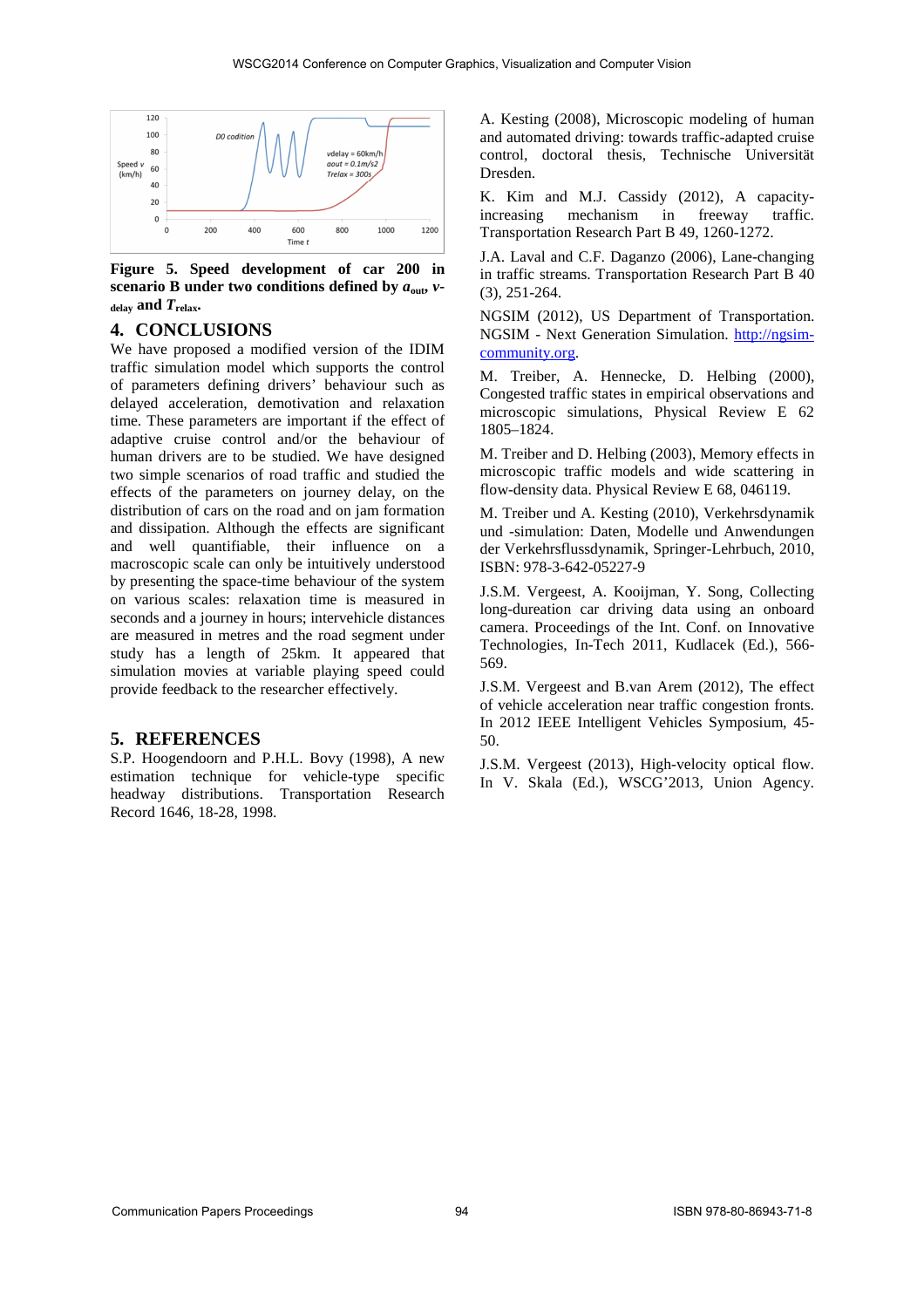120
100
80
Speed v (km/h) 60
40
20
0
0 200 400 600 800 1000 1200
Time t
D0 codition
vdelay = 60km/h
aout = 0.1m/s2
Trelax = 300s

**Figure 5. Speed development of car 200 in scenario B under two conditions defined by $a_{out}$, $v_{delay}$ and $T_{relax}$.**

## 4. CONCLUSIONS

We have proposed a modified version of the IDIM traffic simulation model which supports the control of parameters defining drivers' behaviour such as delayed acceleration, demotivation and relaxation time. These parameters are important if the effect of adaptive cruise control and/or the behaviour of human drivers are to be studied. We have designed two simple scenarios of road traffic and studied the effects of the parameters on journey delay, on the distribution of cars on the road and on jam formation and dissipation. Although the effects are significant and well quantifiable, their influence on a macroscopic scale can only be intuitively understood by presenting the space-time behaviour of the system on various scales: relaxation time is measured in seconds and a journey in hours; intervehicle distances are measured in metres and the road segment under study has a length of 25km. It appeared that simulation movies at variable playing speed could provide feedback to the researcher effectively.

## 5. REFERENCES

S.P. Hoogendoorn and P.H.L. Bovy (1998), A new estimation technique for vehicle-type specific headway distributions. Transportation Research Record 1646, 18-28, 1998.

A. Kesting (2008), Microscopic modeling of human and automated driving: towards traffic-adapted cruise control, doctoral thesis, Technische Universität Dresden.

K. Kim and M.J. Cassidy (2012), A capacity-increasing mechanism in freeway traffic. Transportation Research Part B 49, 1260-1272.

J.A. Laval and C.F. Daganzo (2006), Lane-changing in traffic streams. Transportation Research Part B 40 (3), 251-264.

NGSIM (2012), US Department of Transportation. NGSIM - Next Generation Simulation. http://ngsim-community.org.

M. Treiber, A. Hennecke, D. Helbing (2000), Congested traffic states in empirical observations and microscopic simulations, Physical Review E 62 1805–1824.

M. Treiber and D. Helbing (2003), Memory effects in microscopic traffic models and wide scattering in flow-density data. Physical Review E 68, 046119.

M. Treiber und A. Kesting (2010), Verkehrsdynamik und -simulation: Daten, Modelle und Anwendungen der Verkehrsflussdynamik, Springer-Lehrbuch, 2010, ISBN: 978-3-642-05227-9

J.S.M. Vergeest, A. Kooijman, Y. Song, Collecting long-dureation car driving data using an onboard camera. Proceedings of the Int. Conf. on Innovative Technologies, In-Tech 2011, Kudlacek (Ed.), 566-569.

J.S.M. Vergeest and B.van Arem (2012), The effect of vehicle acceleration near traffic congestion fronts. In 2012 IEEE Intelligent Vehicles Symposium, 45-50.

J.S.M. Vergeest (2013), High-velocity optical flow. In V. Skala (Ed.), WSCG'2013, Union Agency.